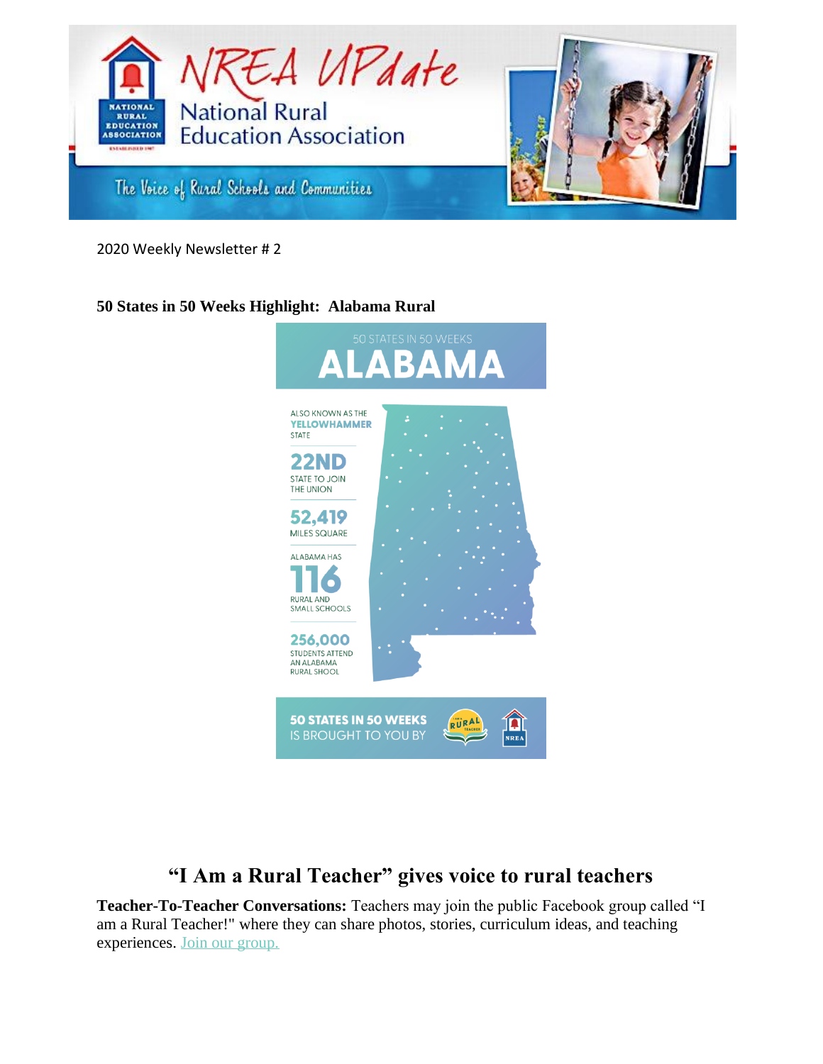2020 Weekly Newsletter # 2

**50 States in 50 Weeks Highlight: Alabama Rural**

50 STATES IN 50 WEEKS

ALABAMA

ALSO KNOWN AS THE YELLOWHAMMER STATE

22ND STATE TO JOIN THE UNION

52,419 MILES SQUARE

ALABAMA HAS 116 RURAL AND SMALL SCHOOLS

256,000 STUDENTS ATTEND AN ALABAMA RURAL SHOOL

50 STATES IN 50 WEEKS IS BROUGHT TO YOU BY

## "I Am a Rural Teacher" gives voice to rural teachers

**Teacher-To-Teacher Conversations:** Teachers may join the public Facebook group called "I am a Rural Teacher!" where they can share photos, stories, curriculum ideas, and teaching experiences. Join our group.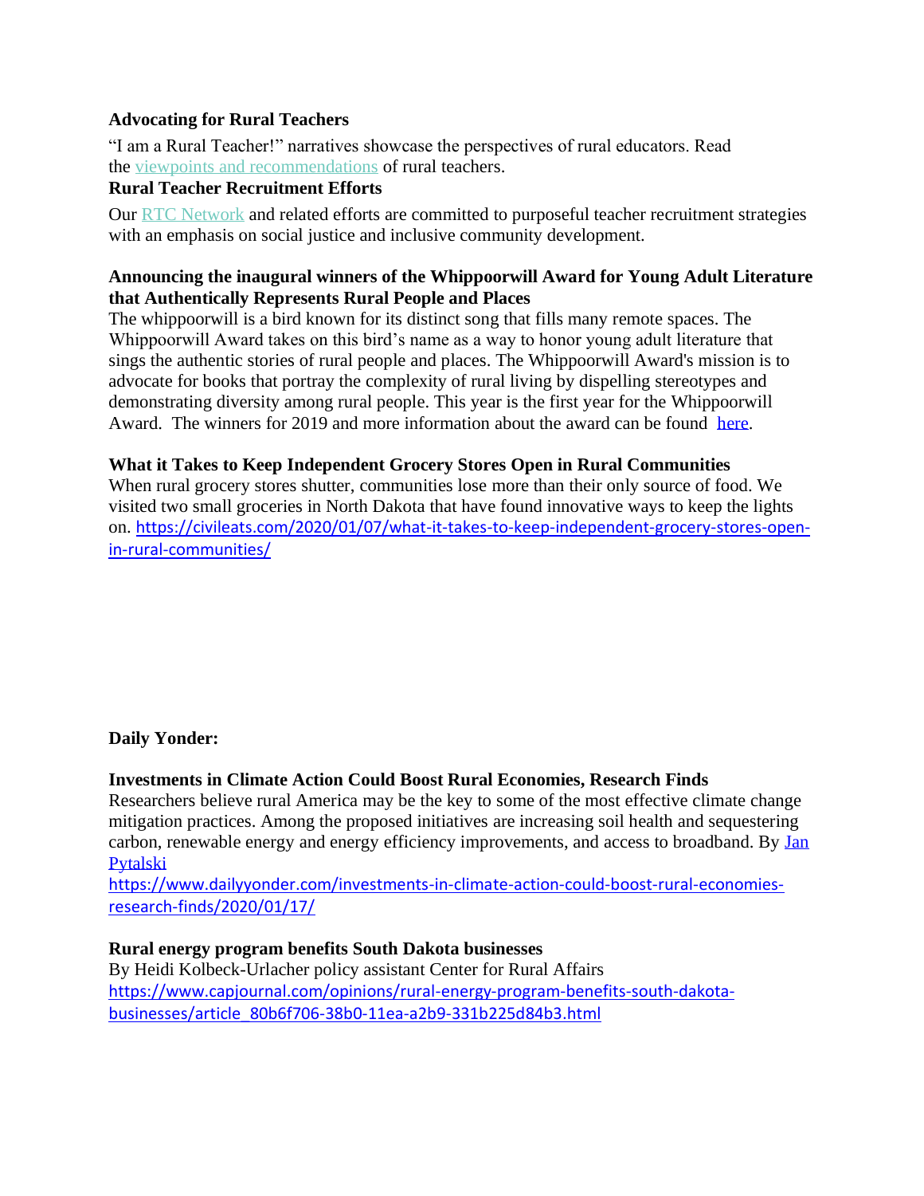**Advocating for Rural Teachers**

"I am a Rural Teacher!" narratives showcase the perspectives of rural educators. Read the viewpoints and recommendations of rural teachers.

**Rural Teacher Recruitment Efforts**

Our RTC Network and related efforts are committed to purposeful teacher recruitment strategies with an emphasis on social justice and inclusive community development.

**Announcing the inaugural winners of the Whippoorwill Award for Young Adult Literature that Authentically Represents Rural People and Places**

The whippoorwill is a bird known for its distinct song that fills many remote spaces. The Whippoorwill Award takes on this bird's name as a way to honor young adult literature that sings the authentic stories of rural people and places. The Whippoorwill Award's mission is to advocate for books that portray the complexity of rural living by dispelling stereotypes and demonstrating diversity among rural people. This year is the first year for the Whippoorwill Award. The winners for 2019 and more information about the award can be found here.

**What it Takes to Keep Independent Grocery Stores Open in Rural Communities**

When rural grocery stores shutter, communities lose more than their only source of food. We visited two small groceries in North Dakota that have found innovative ways to keep the lights on. https://civileats.com/2020/01/07/what-it-takes-to-keep-independent-grocery-stores-open-in-rural-communities/

**Daily Yonder:**

**Investments in Climate Action Could Boost Rural Economies, Research Finds**

Researchers believe rural America may be the key to some of the most effective climate change mitigation practices. Among the proposed initiatives are increasing soil health and sequestering carbon, renewable energy and energy efficiency improvements, and access to broadband. By Jan Pytalski

https://www.dailyyonder.com/investments-in-climate-action-could-boost-rural-economies-research-finds/2020/01/17/

**Rural energy program benefits South Dakota businesses**

By Heidi Kolbeck-Urlacher policy assistant Center for Rural Affairs

https://www.capjournal.com/opinions/rural-energy-program-benefits-south-dakota-businesses/article_80b6f706-38b0-11ea-a2b9-331b225d84b3.html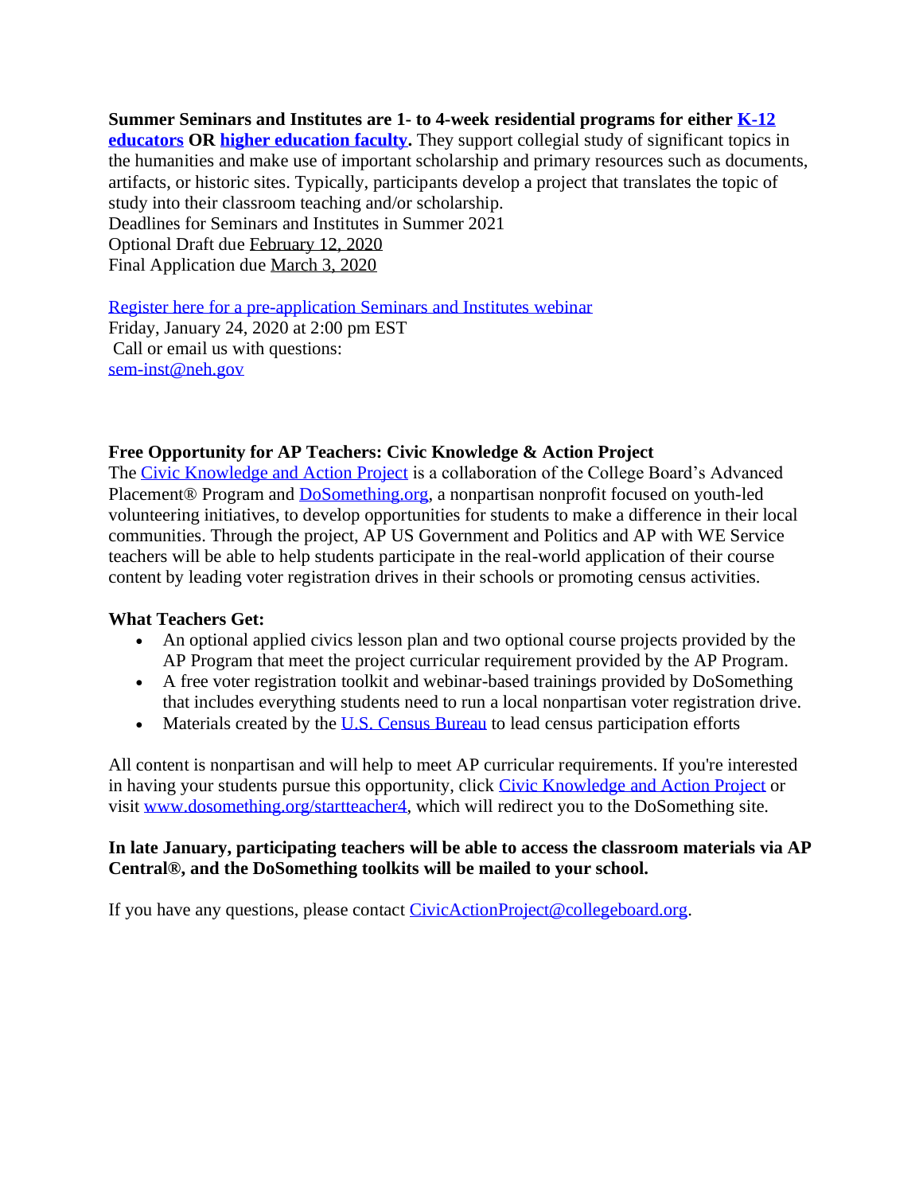**Summer Seminars and Institutes are 1- to 4-week residential programs for either K-12 educators OR higher education faculty.** They support collegial study of significant topics in the humanities and make use of important scholarship and primary resources such as documents, artifacts, or historic sites. Typically, participants develop a project that translates the topic of study into their classroom teaching and/or scholarship.
Deadlines for Seminars and Institutes in Summer 2021
Optional Draft due February 12, 2020
Final Application due March 3, 2020

Register here for a pre-application Seminars and Institutes webinar
Friday, January 24, 2020 at 2:00 pm EST
Call or email us with questions:
sem-inst@neh.gov

**Free Opportunity for AP Teachers: Civic Knowledge & Action Project**
The Civic Knowledge and Action Project is a collaboration of the College Board's Advanced Placement® Program and DoSomething.org, a nonpartisan nonprofit focused on youth-led volunteering initiatives, to develop opportunities for students to make a difference in their local communities. Through the project, AP US Government and Politics and AP with WE Service teachers will be able to help students participate in the real-world application of their course content by leading voter registration drives in their schools or promoting census activities.

**What Teachers Get:**

- An optional applied civics lesson plan and two optional course projects provided by the AP Program that meet the project curricular requirement provided by the AP Program.
- A free voter registration toolkit and webinar-based trainings provided by DoSomething that includes everything students need to run a local nonpartisan voter registration drive.
- Materials created by the U.S. Census Bureau to lead census participation efforts

All content is nonpartisan and will help to meet AP curricular requirements. If you're interested in having your students pursue this opportunity, click Civic Knowledge and Action Project or visit www.dosomething.org/startteacher4, which will redirect you to the DoSomething site.

**In late January, participating teachers will be able to access the classroom materials via AP Central®, and the DoSomething toolkits will be mailed to your school.**

If you have any questions, please contact CivicActionProject@collegeboard.org.